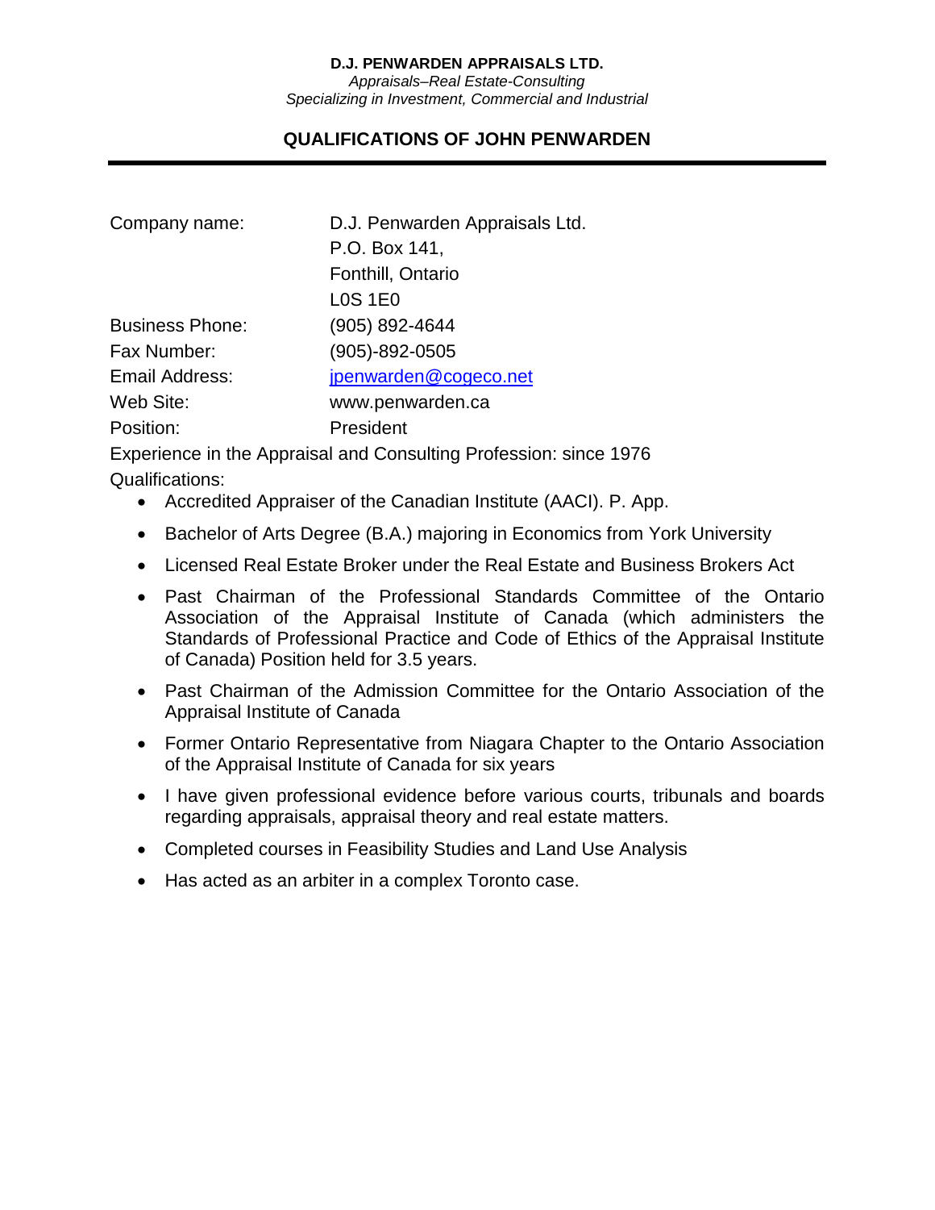**D.J. PENWARDEN APPRAISALS LTD.**

*Appraisals–Real Estate-Consulting*

*Specializing in Investment, Commercial and Industrial*

## QUALIFICATIONS OF JOHN PENWARDEN

---

| | |
|---|---|
| Company name: | D.J. Penwarden Appraisals Ltd.<br>P.O. Box 141,<br>Fonthill, Ontario<br>L0S 1E0 |
| Business Phone: | (905) 892-4644 |
| Fax Number: | (905)-892-0505 |
| Email Address: | jpenwarden@cogeco.net |
| Web Site: | www.penwarden.ca |
| Position: | President |

Experience in the Appraisal and Consulting Profession: since 1976

Qualifications:

- Accredited Appraiser of the Canadian Institute (AACI). P. App.
- Bachelor of Arts Degree (B.A.) majoring in Economics from York University
- Licensed Real Estate Broker under the Real Estate and Business Brokers Act
- Past Chairman of the Professional Standards Committee of the Ontario Association of the Appraisal Institute of Canada (which administers the Standards of Professional Practice and Code of Ethics of the Appraisal Institute of Canada) Position held for 3.5 years.
- Past Chairman of the Admission Committee for the Ontario Association of the Appraisal Institute of Canada
- Former Ontario Representative from Niagara Chapter to the Ontario Association of the Appraisal Institute of Canada for six years
- I have given professional evidence before various courts, tribunals and boards regarding appraisals, appraisal theory and real estate matters.
- Completed courses in Feasibility Studies and Land Use Analysis
- Has acted as an arbiter in a complex Toronto case.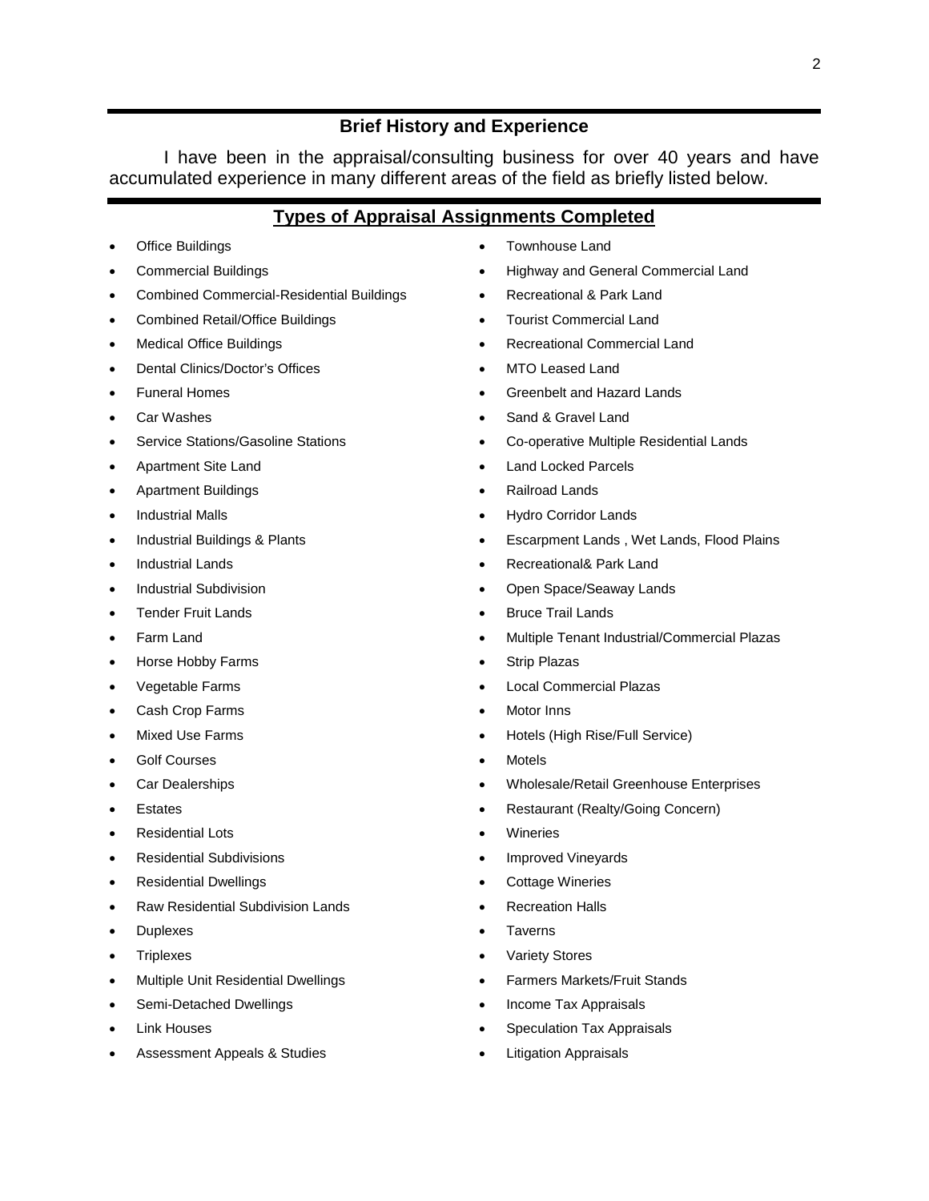## Brief History and Experience

I have been in the appraisal/consulting business for over 40 years and have accumulated experience in many different areas of the field as briefly listed below.

## Types of Appraisal Assignments Completed

- Office Buildings
- Commercial Buildings
- Combined Commercial-Residential Buildings
- Combined Retail/Office Buildings
- Medical Office Buildings
- Dental Clinics/Doctor's Offices
- Funeral Homes
- Car Washes
- Service Stations/Gasoline Stations
- Apartment Site Land
- Apartment Buildings
- Industrial Malls
- Industrial Buildings & Plants
- Industrial Lands
- Industrial Subdivision
- Tender Fruit Lands
- Farm Land
- Horse Hobby Farms
- Vegetable Farms
- Cash Crop Farms
- Mixed Use Farms
- Golf Courses
- Car Dealerships
- Estates
- Residential Lots
- Residential Subdivisions
- Residential Dwellings
- Raw Residential Subdivision Lands
- Duplexes
- Triplexes
- Multiple Unit Residential Dwellings
- Semi-Detached Dwellings
- Link Houses
- Assessment Appeals & Studies
- Townhouse Land
- Highway and General Commercial Land
- Recreational & Park Land
- Tourist Commercial Land
- Recreational Commercial Land
- MTO Leased Land
- Greenbelt and Hazard Lands
- Sand & Gravel Land
- Co-operative Multiple Residential Lands
- Land Locked Parcels
- Railroad Lands
- Hydro Corridor Lands
- Escarpment Lands , Wet Lands, Flood Plains
- Recreational& Park Land
- Open Space/Seaway Lands
- Bruce Trail Lands
- Multiple Tenant Industrial/Commercial Plazas
- Strip Plazas
- Local Commercial Plazas
- Motor Inns
- Hotels (High Rise/Full Service)
- Motels
- Wholesale/Retail Greenhouse Enterprises
- Restaurant (Realty/Going Concern)
- Wineries
- Improved Vineyards
- Cottage Wineries
- Recreation Halls
- Taverns
- Variety Stores
- Farmers Markets/Fruit Stands
- Income Tax Appraisals
- Speculation Tax Appraisals
- Litigation Appraisals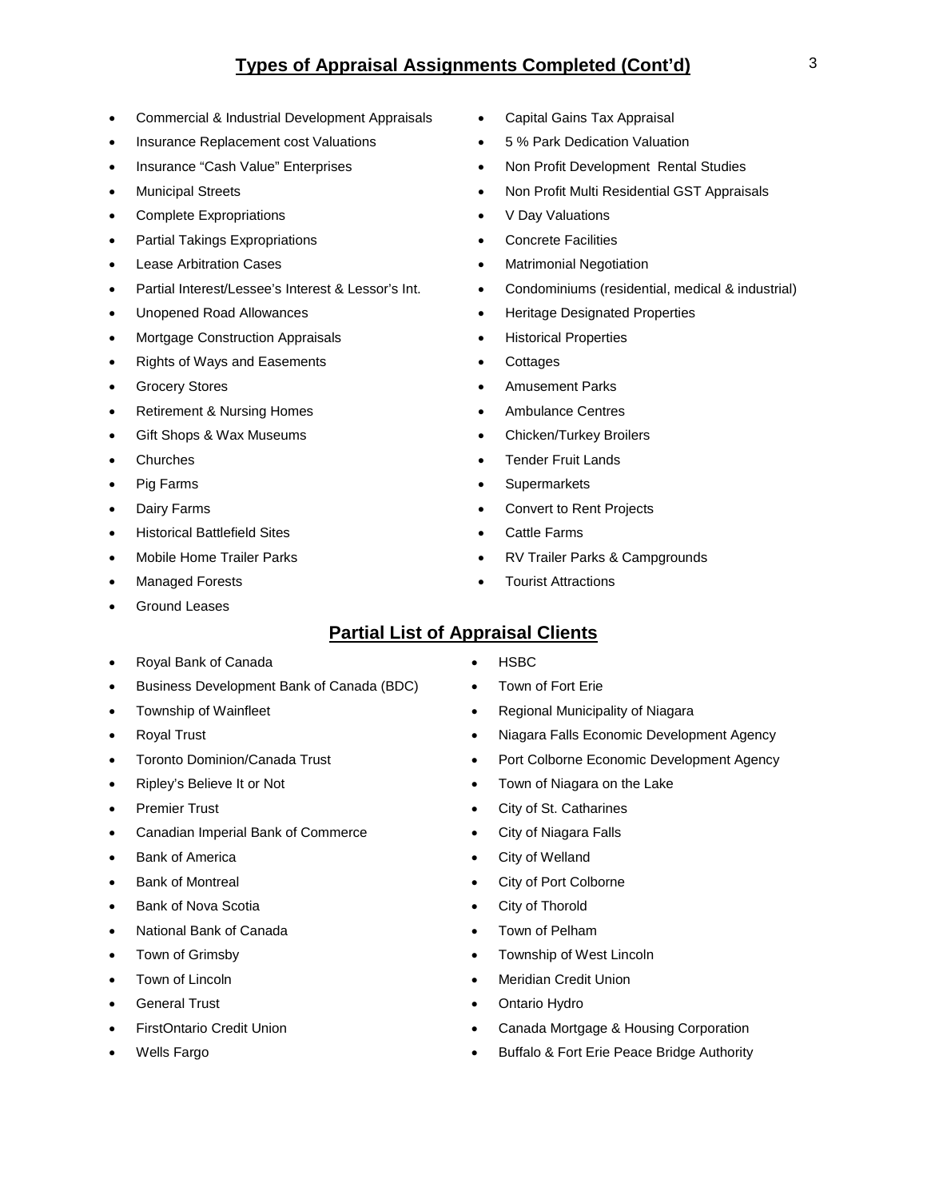## Types of Appraisal Assignments Completed (Cont'd)

- Commercial & Industrial Development Appraisals
- Insurance Replacement cost Valuations
- Insurance "Cash Value" Enterprises
- Municipal Streets
- Complete Expropriations
- Partial Takings Expropriations
- Lease Arbitration Cases
- Partial Interest/Lessee's Interest & Lessor's Int.
- Unopened Road Allowances
- Mortgage Construction Appraisals
- Rights of Ways and Easements
- Grocery Stores
- Retirement & Nursing Homes
- Gift Shops & Wax Museums
- Churches
- Pig Farms
- Dairy Farms
- Historical Battlefield Sites
- Mobile Home Trailer Parks
- Managed Forests
- Ground Leases
- Capital Gains Tax Appraisal
- 5 % Park Dedication Valuation
- Non Profit Development Rental Studies
- Non Profit Multi Residential GST Appraisals
- V Day Valuations
- Concrete Facilities
- Matrimonial Negotiation
- Condominiums (residential, medical & industrial)
- Heritage Designated Properties
- Historical Properties
- Cottages
- Amusement Parks
- Ambulance Centres
- Chicken/Turkey Broilers
- Tender Fruit Lands
- Supermarkets
- Convert to Rent Projects
- Cattle Farms
- RV Trailer Parks & Campgrounds
- Tourist Attractions

## Partial List of Appraisal Clients

- Royal Bank of Canada
- Business Development Bank of Canada (BDC)
- Township of Wainfleet
- Royal Trust
- Toronto Dominion/Canada Trust
- Ripley's Believe It or Not
- Premier Trust
- Canadian Imperial Bank of Commerce
- Bank of America
- Bank of Montreal
- Bank of Nova Scotia
- National Bank of Canada
- Town of Grimsby
- Town of Lincoln
- General Trust
- FirstOntario Credit Union
- Wells Fargo
- HSBC
- Town of Fort Erie
- Regional Municipality of Niagara
- Niagara Falls Economic Development Agency
- Port Colborne Economic Development Agency
- Town of Niagara on the Lake
- City of St. Catharines
- City of Niagara Falls
- City of Welland
- City of Port Colborne
- City of Thorold
- Town of Pelham
- Township of West Lincoln
- Meridian Credit Union
- Ontario Hydro
- Canada Mortgage & Housing Corporation
- Buffalo & Fort Erie Peace Bridge Authority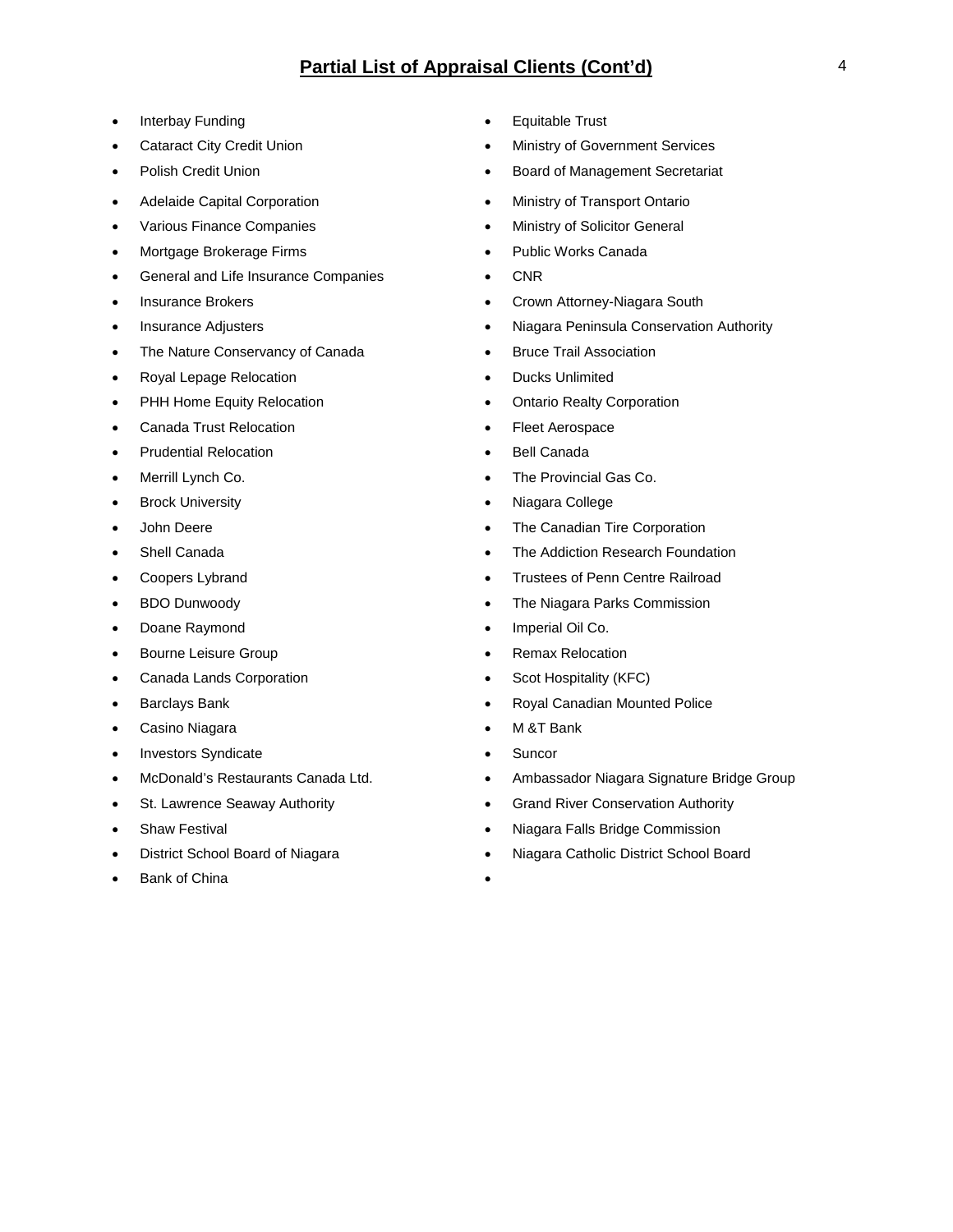## **Partial List of Appraisal Clients (Cont'd)**

- Interbay Funding
- Cataract City Credit Union
- Polish Credit Union
- Adelaide Capital Corporation
- Various Finance Companies
- Mortgage Brokerage Firms
- General and Life Insurance Companies
- Insurance Brokers
- Insurance Adjusters
- The Nature Conservancy of Canada
- Royal Lepage Relocation
- PHH Home Equity Relocation
- Canada Trust Relocation
- Prudential Relocation
- Merrill Lynch Co.
- Brock University
- John Deere
- Shell Canada
- Coopers Lybrand
- BDO Dunwoody
- Doane Raymond
- Bourne Leisure Group
- Canada Lands Corporation
- Barclays Bank
- Casino Niagara
- Investors Syndicate
- McDonald's Restaurants Canada Ltd.
- St. Lawrence Seaway Authority
- Shaw Festival
- District School Board of Niagara
- Bank of China
- Equitable Trust
- Ministry of Government Services
- Board of Management Secretariat
- Ministry of Transport Ontario
- Ministry of Solicitor General
- Public Works Canada
- CNR
- Crown Attorney-Niagara South
- Niagara Peninsula Conservation Authority
- Bruce Trail Association
- Ducks Unlimited
- Ontario Realty Corporation
- Fleet Aerospace
- Bell Canada
- The Provincial Gas Co.
- Niagara College
- The Canadian Tire Corporation
- The Addiction Research Foundation
- Trustees of Penn Centre Railroad
- The Niagara Parks Commission
- Imperial Oil Co.
- Remax Relocation
- Scot Hospitality (KFC)
- Royal Canadian Mounted Police
- M &T Bank
- Suncor
- Ambassador Niagara Signature Bridge Group
- Grand River Conservation Authority
- Niagara Falls Bridge Commission
- Niagara Catholic District School Board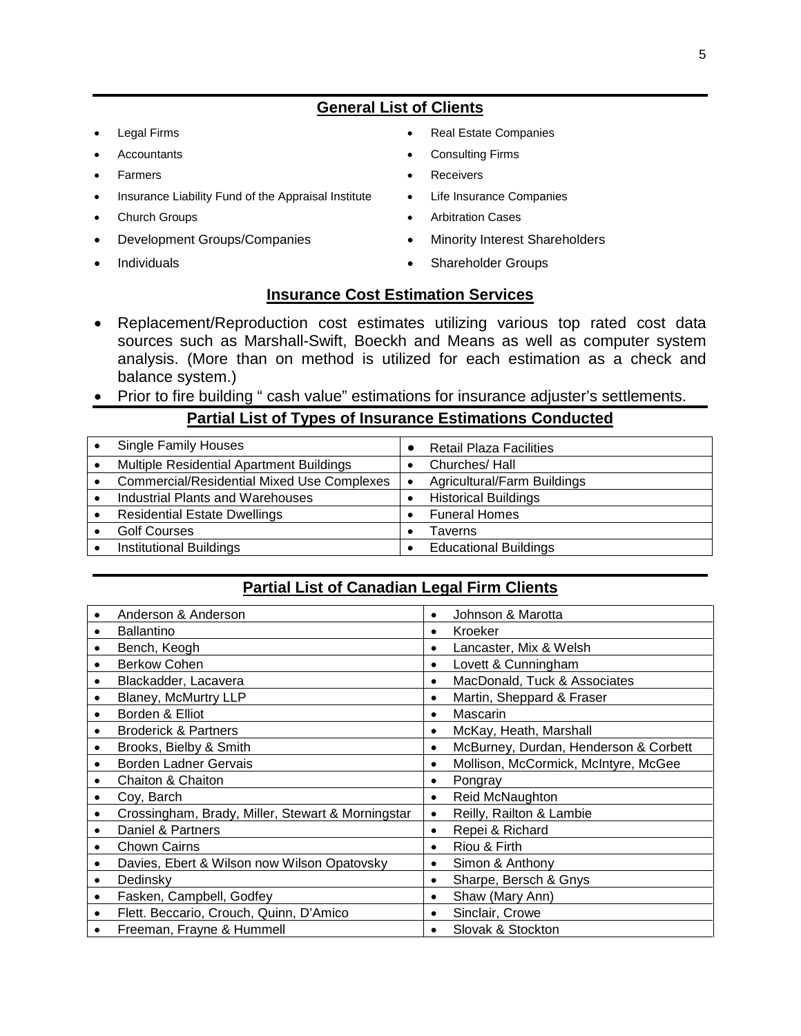## General List of Clients

- Legal Firms
- Accountants
- Farmers
- Insurance Liability Fund of the Appraisal Institute
- Church Groups
- Development Groups/Companies
- Individuals
- Real Estate Companies
- Consulting Firms
- Receivers
- Life Insurance Companies
- Arbitration Cases
- Minority Interest Shareholders
- Shareholder Groups

## Insurance Cost Estimation Services

- Replacement/Reproduction cost estimates utilizing various top rated cost data sources such as Marshall-Swift, Boeckh and Means as well as computer system analysis. (More than on method is utilized for each estimation as a check and balance system.)
- Prior to fire building " cash value" estimations for insurance adjuster's settlements.

## Partial List of Types of Insurance Estimations Conducted

| | |
|---|---|
| • Single Family Houses | • Retail Plaza Facilities |
| • Multiple Residential Apartment Buildings | • Churches/ Hall |
| • Commercial/Residential Mixed Use Complexes | • Agricultural/Farm Buildings |
| • Industrial Plants and Warehouses | • Historical Buildings |
| • Residential Estate Dwellings | • Funeral Homes |
| • Golf Courses | • Taverns |
| • Institutional Buildings | • Educational Buildings |

## Partial List of Canadian Legal Firm Clients

| | |
|---|---|
| • Anderson & Anderson | • Johnson & Marotta |
| • Ballantino | • Kroeker |
| • Bench, Keogh | • Lancaster, Mix & Welsh |
| • Berkow Cohen | • Lovett & Cunningham |
| • Blackadder, Lacavera | • MacDonald, Tuck & Associates |
| • Blaney, McMurtry LLP | • Martin, Sheppard & Fraser |
| • Borden & Elliot | • Mascarin |
| • Broderick & Partners | • McKay, Heath, Marshall |
| • Brooks, Bielby & Smith | • McBurney, Durdan, Henderson & Corbett |
| • Borden Ladner Gervais | • Mollison, McCormick, McIntyre, McGee |
| • Chaiton & Chaiton | • Pongray |
| • Coy, Barch | • Reid McNaughton |
| • Crossingham, Brady, Miller, Stewart & Morningstar | • Reilly, Railton & Lambie |
| • Daniel & Partners | • Repei & Richard |
| • Chown Cairns | • Riou & Firth |
| • Davies, Ebert & Wilson now Wilson Opatovsky | • Simon & Anthony |
| • Dedinsky | • Sharpe, Bersch & Gnys |
| • Fasken, Campbell, Godfey | • Shaw (Mary Ann) |
| • Flett. Beccario, Crouch, Quinn, D'Amico | • Sinclair, Crowe |
| • Freeman, Frayne & Hummell | • Slovak & Stockton |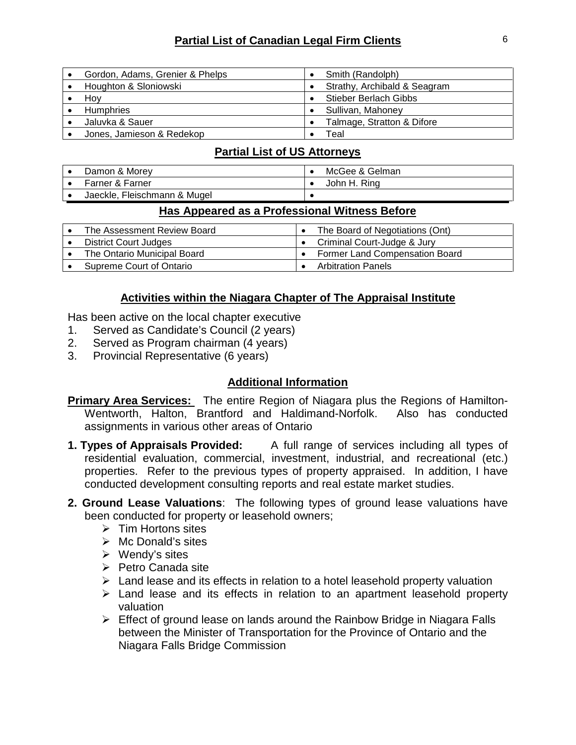## Partial List of Canadian Legal Firm Clients

| | |
|---|---|
| • Gordon, Adams, Grenier & Phelps | • Smith (Randolph) |
| • Houghton & Sloniowski | • Strathy, Archibald & Seagram |
| • Hoy | • Stieber Berlach Gibbs |
| • Humphries | • Sullivan, Mahoney |
| • Jaluvka & Sauer | • Talmage, Stratton & Difore |
| • Jones, Jamieson & Redekop | • Teal |

## Partial List of US Attorneys

| | |
|---|---|
| • Damon & Morey | • McGee & Gelman |
| • Farner & Farner | • John H. Ring |
| • Jaeckle, Fleischmann & Mugel | • |

## Has Appeared as a Professional Witness Before

| | |
|---|---|
| • The Assessment Review Board | • The Board of Negotiations (Ont) |
| • District Court Judges | • Criminal Court-Judge & Jury |
| • The Ontario Municipal Board | • Former Land Compensation Board |
| • Supreme Court of Ontario | • Arbitration Panels |

## Activities within the Niagara Chapter of The Appraisal Institute

Has been active on the local chapter executive

1. Served as Candidate's Council (2 years)
2. Served as Program chairman (4 years)
3. Provincial Representative (6 years)

## Additional Information

**Primary Area Services:** The entire Region of Niagara plus the Regions of Hamilton-Wentworth, Halton, Brantford and Haldimand-Norfolk. Also has conducted assignments in various other areas of Ontario

**1. Types of Appraisals Provided:** A full range of services including all types of residential evaluation, commercial, investment, industrial, and recreational (etc.) properties. Refer to the previous types of property appraised. In addition, I have conducted development consulting reports and real estate market studies.

**2. Ground Lease Valuations**: The following types of ground lease valuations have been conducted for property or leasehold owners;

- Tim Hortons sites
- Mc Donald's sites
- Wendy's sites
- Petro Canada site
- Land lease and its effects in relation to a hotel leasehold property valuation
- Land lease and its effects in relation to an apartment leasehold property valuation
- Effect of ground lease on lands around the Rainbow Bridge in Niagara Falls between the Minister of Transportation for the Province of Ontario and the Niagara Falls Bridge Commission